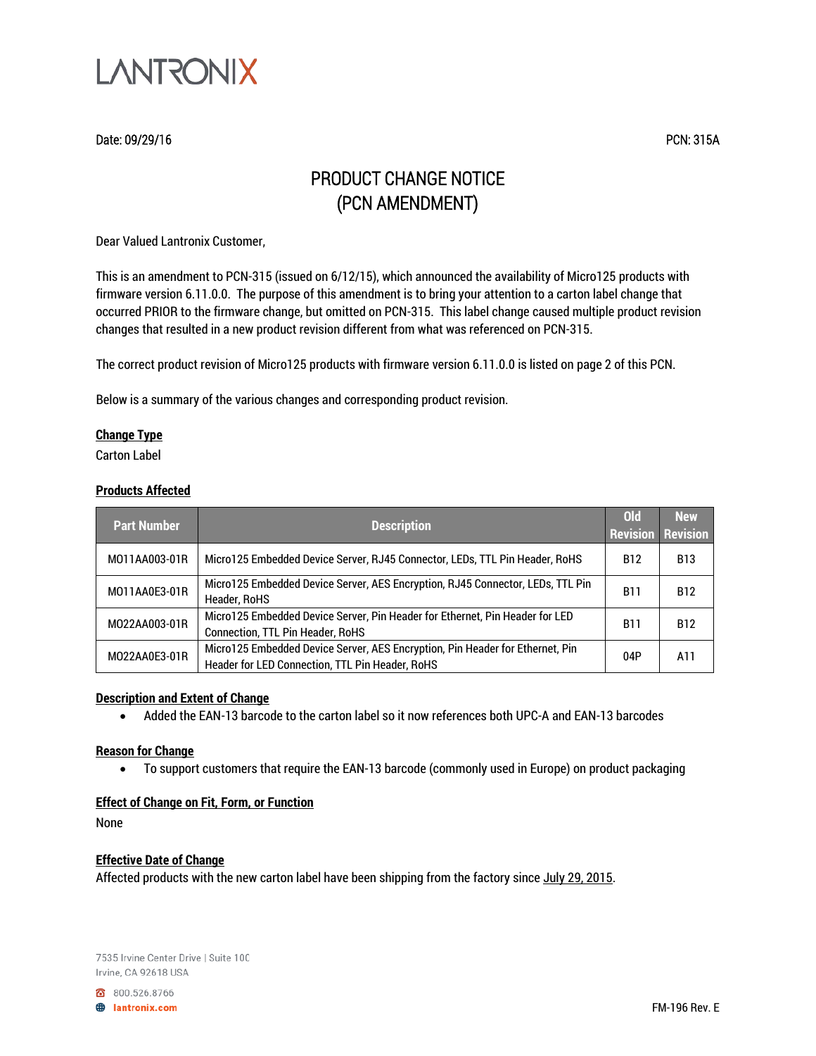LANTRONIX

Date: 09/29/16 PCN: 315A

# PRODUCT CHANGE NOTICE
# (PCN AMENDMENT)

Dear Valued Lantronix Customer,

This is an amendment to PCN-315 (issued on 6/12/15), which announced the availability of Micro125 products with firmware version 6.11.0.0. The purpose of this amendment is to bring your attention to a carton label change that occurred PRIOR to the firmware change, but omitted on PCN-315. This label change caused multiple product revision changes that resulted in a new product revision different from what was referenced on PCN-315.

The correct product revision of Micro125 products with firmware version 6.11.0.0 is listed on page 2 of this PCN.

Below is a summary of the various changes and corresponding product revision.

**Change Type**

Carton Label

**Products Affected**

| Part Number | Description | Old Revision | New Revision |
|---|---|---|---|
| MO11AA003-01R | Micro125 Embedded Device Server, RJ45 Connector, LEDs, TTL Pin Header, RoHS | B12 | B13 |
| MO11AA0E3-01R | Micro125 Embedded Device Server, AES Encryption, RJ45 Connector, LEDs, TTL Pin Header, RoHS | B11 | B12 |
| MO22AA003-01R | Micro125 Embedded Device Server, Pin Header for Ethernet, Pin Header for LED Connection, TTL Pin Header, RoHS | B11 | B12 |
| MO22AA0E3-01R | Micro125 Embedded Device Server, AES Encryption, Pin Header for Ethernet, Pin Header for LED Connection, TTL Pin Header, RoHS | 04P | A11 |

**Description and Extent of Change**

- Added the EAN-13 barcode to the carton label so it now references both UPC-A and EAN-13 barcodes

**Reason for Change**

- To support customers that require the EAN-13 barcode (commonly used in Europe) on product packaging

**Effect of Change on Fit, Form, or Function**

None

**Effective Date of Change**

Affected products with the new carton label have been shipping from the factory since July 29, 2015.

7535 Irvine Center Drive | Suite 100
Irvine, CA 92618 USA

800.526.8766
lantronix.com

FM-196 Rev. E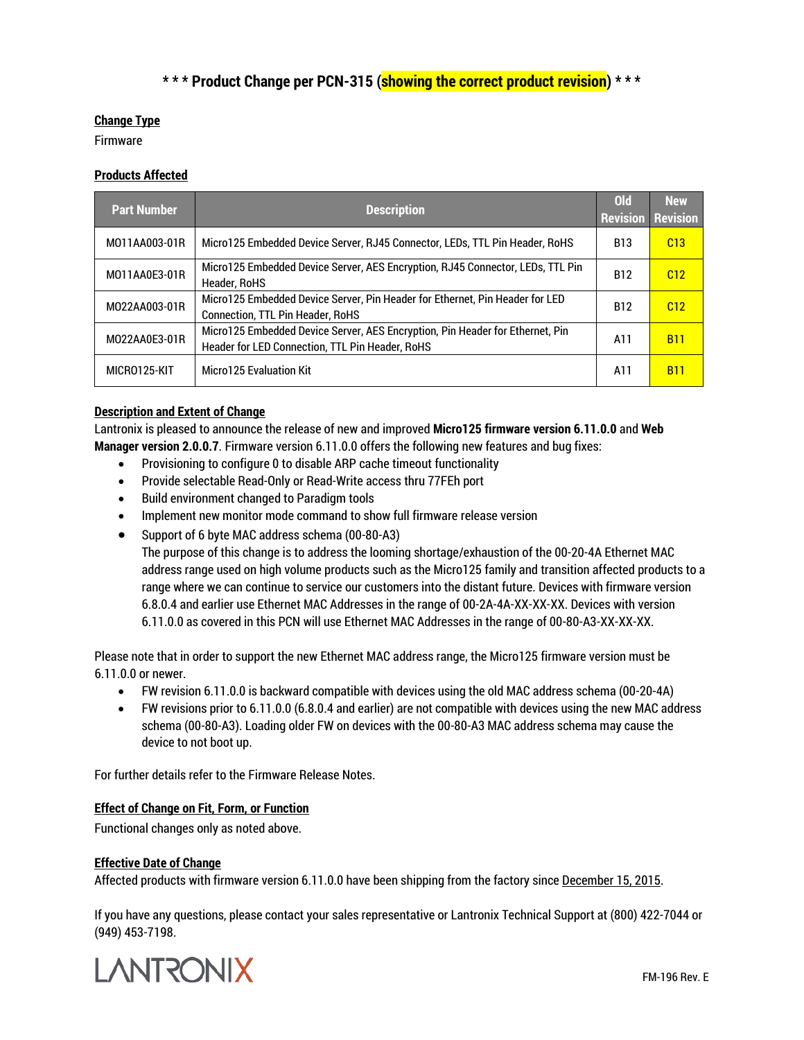# * * * Product Change per PCN-315 (showing the correct product revision) * * *

**Change Type**

Firmware

**Products Affected**

| Part Number | Description | Old Revision | New Revision |
|---|---|---|---|
| MO11AA003-01R | Micro125 Embedded Device Server, RJ45 Connector, LEDs, TTL Pin Header, RoHS | B13 | C13 |
| MO11AA0E3-01R | Micro125 Embedded Device Server, AES Encryption, RJ45 Connector, LEDs, TTL Pin Header, RoHS | B12 | C12 |
| MO22AA003-01R | Micro125 Embedded Device Server, Pin Header for Ethernet, Pin Header for LED Connection, TTL Pin Header, RoHS | B12 | C12 |
| MO22AA0E3-01R | Micro125 Embedded Device Server, AES Encryption, Pin Header for Ethernet, Pin Header for LED Connection, TTL Pin Header, RoHS | A11 | B11 |
| MICRO125-KIT | Micro125 Evaluation Kit | A11 | B11 |

**Description and Extent of Change**

Lantronix is pleased to announce the release of new and improved **Micro125 firmware version 6.11.0.0** and **Web Manager version 2.0.0.7**. Firmware version 6.11.0.0 offers the following new features and bug fixes:

- Provisioning to configure 0 to disable ARP cache timeout functionality
- Provide selectable Read-Only or Read-Write access thru 77FEh port
- Build environment changed to Paradigm tools
- Implement new monitor mode command to show full firmware release version
- Support of 6 byte MAC address schema (00-80-A3)
  The purpose of this change is to address the looming shortage/exhaustion of the 00-20-4A Ethernet MAC address range used on high volume products such as the Micro125 family and transition affected products to a range where we can continue to service our customers into the distant future. Devices with firmware version 6.8.0.4 and earlier use Ethernet MAC Addresses in the range of 00-2A-4A-XX-XX-XX. Devices with version 6.11.0.0 as covered in this PCN will use Ethernet MAC Addresses in the range of 00-80-A3-XX-XX-XX.

Please note that in order to support the new Ethernet MAC address range, the Micro125 firmware version must be 6.11.0.0 or newer.

- FW revision 6.11.0.0 is backward compatible with devices using the old MAC address schema (00-20-4A)
- FW revisions prior to 6.11.0.0 (6.8.0.4 and earlier) are not compatible with devices using the new MAC address schema (00-80-A3). Loading older FW on devices with the 00-80-A3 MAC address schema may cause the device to not boot up.

For further details refer to the Firmware Release Notes.

**Effect of Change on Fit, Form, or Function**

Functional changes only as noted above.

**Effective Date of Change**

Affected products with firmware version 6.11.0.0 have been shipping from the factory since December 15, 2015.

If you have any questions, please contact your sales representative or Lantronix Technical Support at (800) 422-7044 or (949) 453-7198.

LANTRONIX

FM-196 Rev. E